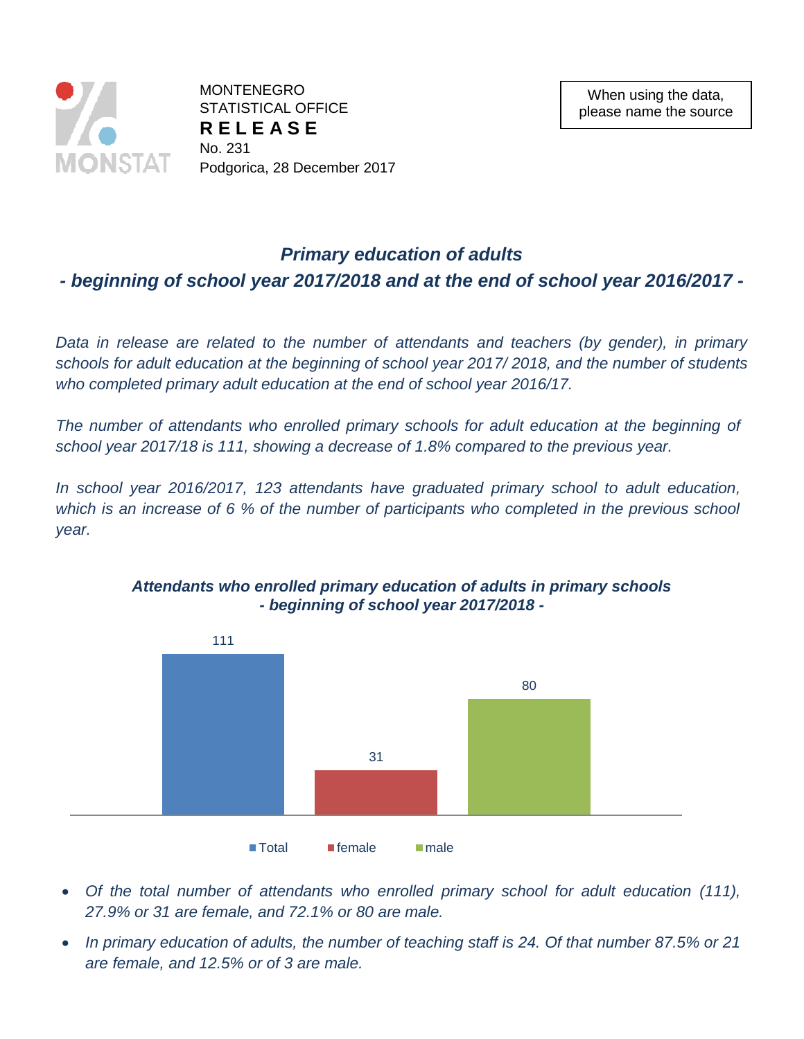MONTENEGRO
STATISTICAL OFFICE
**R E L E A S E**
No. 231
Podgorica, 28 December 2017

When using the data, please name the source

# *Primary education of adults*
## *- beginning of school year 2017/2018 and at the end of school year 2016/2017 -*

*Data in release are related to the number of attendants and teachers (by gender), in primary schools for adult education at the beginning of school year 2017/ 2018, and the number of students who completed primary adult education at the end of school year 2016/17.*

*The number of attendants who enrolled primary schools for adult education at the beginning of school year 2017/18 is 111, showing a decrease of 1.8% compared to the previous year.*

*In school year 2016/2017, 123 attendants have graduated primary school to adult education, which is an increase of 6 % of the number of participants who completed in the previous school year.*

***Attendants who enrolled primary education of adults in primary schools - beginning of school year 2017/2018 -***

| | Total | female | male |
|---|---|---|---|
| Attendants | 111 | 31 | 80 |

- *Of the total number of attendants who enrolled primary school for adult education (111), 27.9% or 31 are female, and 72.1% or 80 are male.*
- *In primary education of adults, the number of teaching staff is 24. Of that number 87.5% or 21 are female, and 12.5% or of 3 are male.*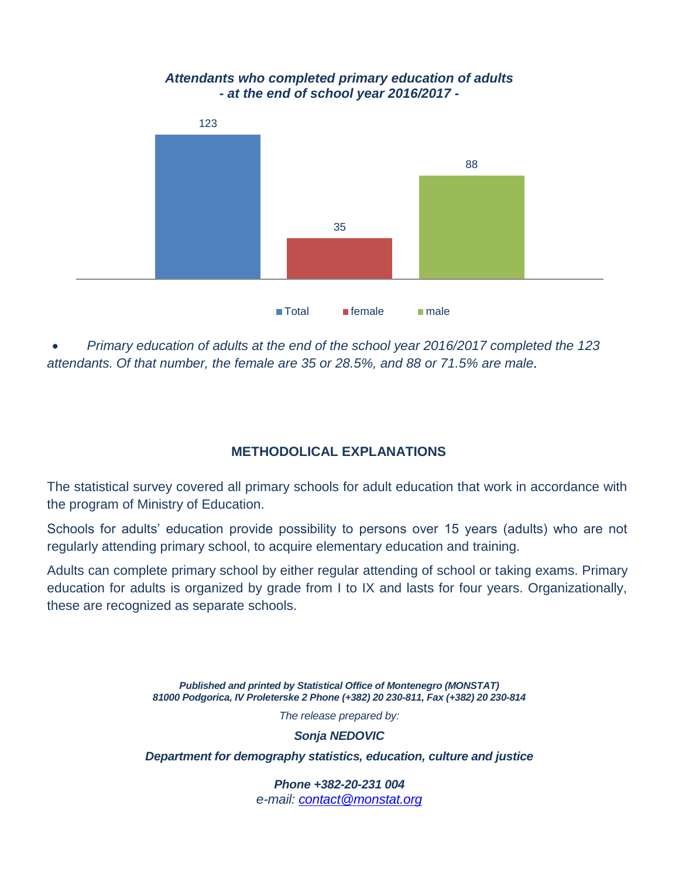***Attendants who completed primary education of adults - at the end of school year 2016/2017 -***

123

35

88

Total female male

- *Primary education of adults at the end of the school year 2016/2017 completed the 123 attendants. Of that number, the female are 35 or 28.5%, and 88 or 71.5% are male.*

## METHODOLICAL EXPLANATIONS

The statistical survey covered all primary schools for adult education that work in accordance with the program of Ministry of Education.

Schools for adults' education provide possibility to persons over 15 years (adults) who are not regularly attending primary school, to acquire elementary education and training.

Adults can complete primary school by either regular attending of school or taking exams. Primary education for adults is organized by grade from I to IX and lasts for four years. Organizationally, these are recognized as separate schools.

***Published and printed by Statistical Office of Montenegro (MONSTAT)***
***81000 Podgorica, IV Proleterske 2 Phone (+382) 20 230-811, Fax (+382) 20 230-814***

*The release prepared by:*

***Sonja NEDOVIC***

***Department for demography statistics, education, culture and justice***

***Phone +382-20-231 004***
*e-mail: contact@monstat.org*